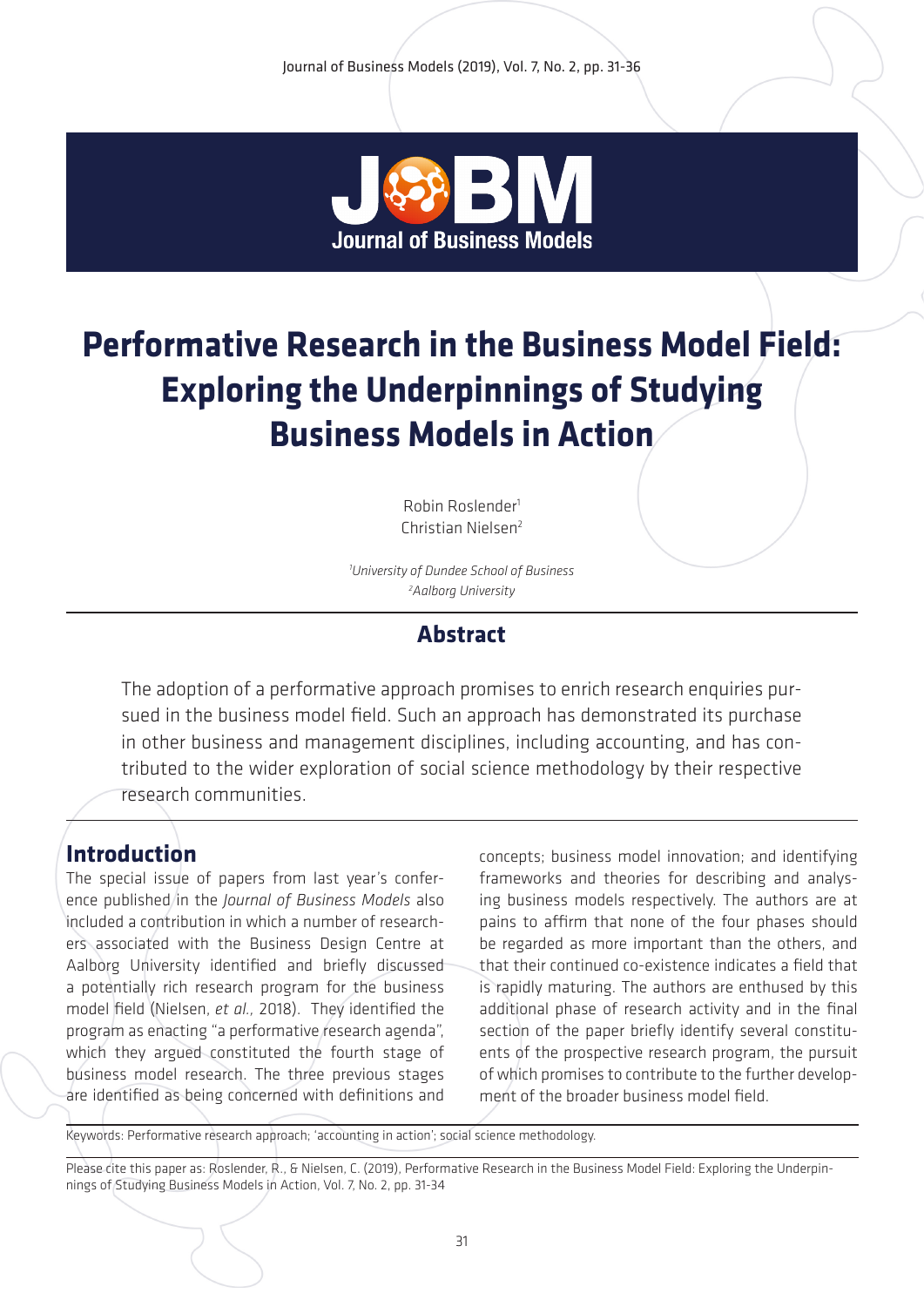# Performative Research in the Business Model Field: Exploring the Underpinnings of Studying Business Models in Action

Robin Roslender[1]
Christian Nielsen[2]

[1]*University of Dundee School of Business*
[2]*Aalborg University*

## Abstract

The adoption of a performative approach promises to enrich research enquiries pursued in the business model field. Such an approach has demonstrated its purchase in other business and management disciplines, including accounting, and has contributed to the wider exploration of social science methodology by their respective research communities.

## Introduction

The special issue of papers from last year's conference published in the *Journal of Business Models* also included a contribution in which a number of researchers associated with the Business Design Centre at Aalborg University identified and briefly discussed a potentially rich research program for the business model field (Nielsen, *et al.*, 2018). They identified the program as enacting "a performative research agenda", which they argued constituted the fourth stage of business model research. The three previous stages are identified as being concerned with definitions and concepts; business model innovation; and identifying frameworks and theories for describing and analysing business models respectively. The authors are at pains to affirm that none of the four phases should be regarded as more important than the others, and that their continued co-existence indicates a field that is rapidly maturing. The authors are enthused by this additional phase of research activity and in the final section of the paper briefly identify several constituents of the prospective research program, the pursuit of which promises to contribute to the further development of the broader business model field.

Keywords: Performative research approach; 'accounting in action'; social science methodology.

Please cite this paper as: Roslender, R., & Nielsen, C. (2019), Performative Research in the Business Model Field: Exploring the Underpinnings of Studying Business Models in Action, Vol. 7, No. 2, pp. 31-34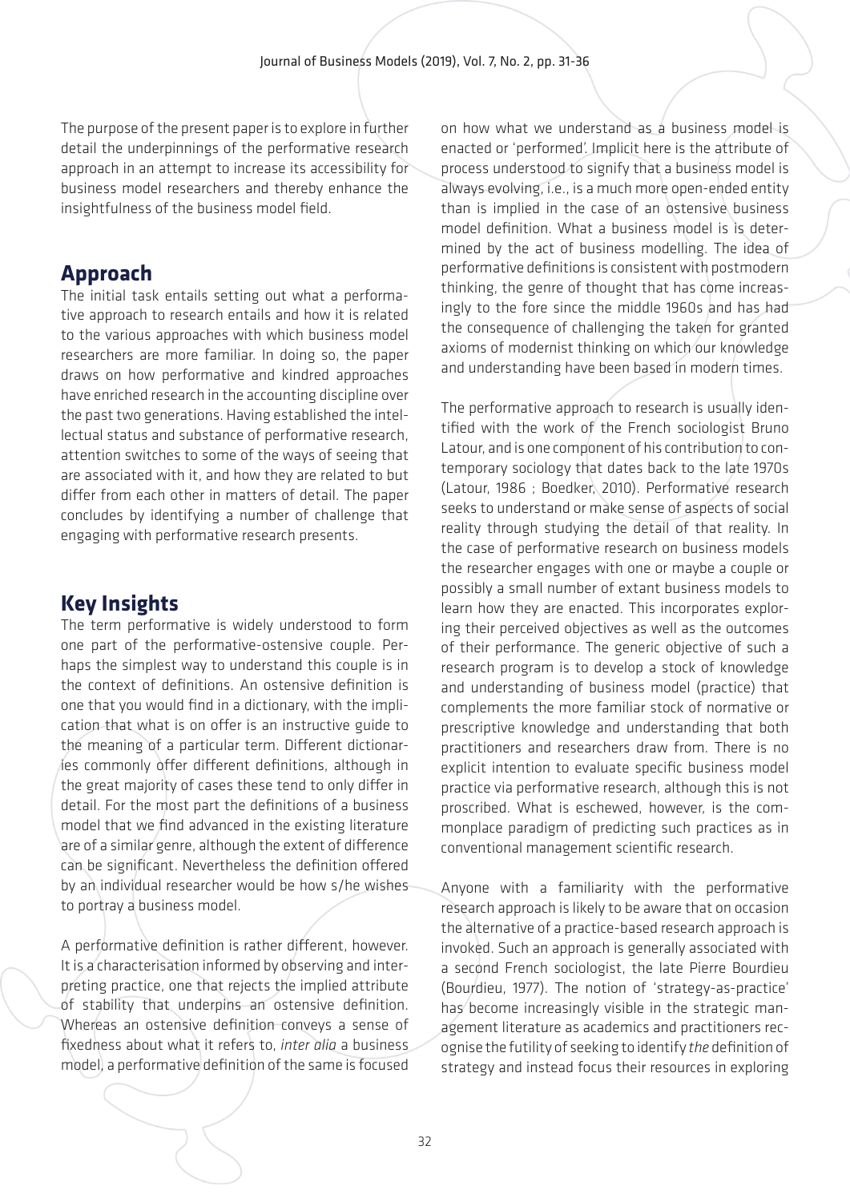The purpose of the present paper is to explore in further detail the underpinnings of the performative research approach in an attempt to increase its accessibility for business model researchers and thereby enhance the insightfulness of the business model field.

## Approach

The initial task entails setting out what a performative approach to research entails and how it is related to the various approaches with which business model researchers are more familiar. In doing so, the paper draws on how performative and kindred approaches have enriched research in the accounting discipline over the past two generations. Having established the intellectual status and substance of performative research, attention switches to some of the ways of seeing that are associated with it, and how they are related to but differ from each other in matters of detail. The paper concludes by identifying a number of challenge that engaging with performative research presents.

## Key Insights

The term performative is widely understood to form one part of the performative-ostensive couple. Perhaps the simplest way to understand this couple is in the context of definitions. An ostensive definition is one that you would find in a dictionary, with the implication that what is on offer is an instructive guide to the meaning of a particular term. Different dictionaries commonly offer different definitions, although in the great majority of cases these tend to only differ in detail. For the most part the definitions of a business model that we find advanced in the existing literature are of a similar genre, although the extent of difference can be significant. Nevertheless the definition offered by an individual researcher would be how s/he wishes to portray a business model.

A performative definition is rather different, however. It is a characterisation informed by observing and interpreting practice, one that rejects the implied attribute of stability that underpins an ostensive definition. Whereas an ostensive definition conveys a sense of fixedness about what it refers to, *inter alia* a business model, a performative definition of the same is focused on how what we understand as a business model is enacted or 'performed'. Implicit here is the attribute of process understood to signify that a business model is always evolving, i.e., is a much more open-ended entity than is implied in the case of an ostensive business model definition. What a business model is is determined by the act of business modelling. The idea of performative definitions is consistent with postmodern thinking, the genre of thought that has come increasingly to the fore since the middle 1960s and has had the consequence of challenging the taken for granted axioms of modernist thinking on which our knowledge and understanding have been based in modern times.

The performative approach to research is usually identified with the work of the French sociologist Bruno Latour, and is one component of his contribution to contemporary sociology that dates back to the late 1970s (Latour, 1986 ; Boedker, 2010). Performative research seeks to understand or make sense of aspects of social reality through studying the detail of that reality. In the case of performative research on business models the researcher engages with one or maybe a couple or possibly a small number of extant business models to learn how they are enacted. This incorporates exploring their perceived objectives as well as the outcomes of their performance. The generic objective of such a research program is to develop a stock of knowledge and understanding of business model (practice) that complements the more familiar stock of normative or prescriptive knowledge and understanding that both practitioners and researchers draw from. There is no explicit intention to evaluate specific business model practice via performative research, although this is not proscribed. What is eschewed, however, is the commonplace paradigm of predicting such practices as in conventional management scientific research.

Anyone with a familiarity with the performative research approach is likely to be aware that on occasion the alternative of a practice-based research approach is invoked. Such an approach is generally associated with a second French sociologist, the late Pierre Bourdieu (Bourdieu, 1977). The notion of 'strategy-as-practice' has become increasingly visible in the strategic management literature as academics and practitioners recognise the futility of seeking to identify *the* definition of strategy and instead focus their resources in exploring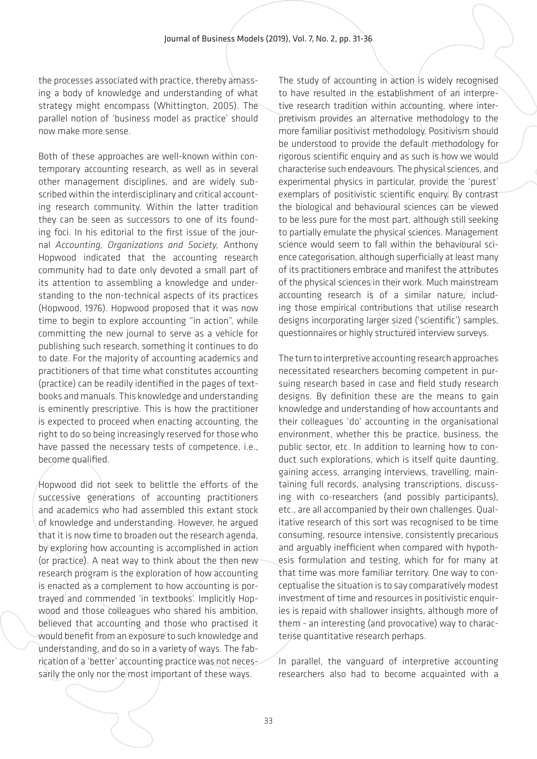the processes associated with practice, thereby amassing a body of knowledge and understanding of what strategy might encompass (Whittington, 2005). The parallel notion of 'business model as practice' should now make more sense.

Both of these approaches are well-known within contemporary accounting research, as well as in several other management disciplines, and are widely subscribed within the interdisciplinary and critical accounting research community. Within the latter tradition they can be seen as successors to one of its founding foci. In his editorial to the first issue of the journal *Accounting, Organizations and Society,* Anthony Hopwood indicated that the accounting research community had to date only devoted a small part of its attention to assembling a knowledge and understanding to the non-technical aspects of its practices (Hopwood, 1976). Hopwood proposed that it was now time to begin to explore accounting "in action", while committing the new journal to serve as a vehicle for publishing such research, something it continues to do to date. For the majority of accounting academics and practitioners of that time what constitutes accounting (practice) can be readily identified in the pages of textbooks and manuals. This knowledge and understanding is eminently prescriptive. This is how the practitioner is expected to proceed when enacting accounting, the right to do so being increasingly reserved for those who have passed the necessary tests of competence, i.e., become qualified.

Hopwood did not seek to belittle the efforts of the successive generations of accounting practitioners and academics who had assembled this extant stock of knowledge and understanding. However, he argued that it is now time to broaden out the research agenda, by exploring how accounting is accomplished in action (or practice). A neat way to think about the then new research program is the exploration of how accounting is enacted as a complement to how accounting is portrayed and commended 'in textbooks'. Implicitly Hopwood and those colleagues who shared his ambition, believed that accounting and those who practised it would benefit from an exposure to such knowledge and understanding, and do so in a variety of ways. The fabrication of a 'better' accounting practice was not necessarily the only nor the most important of these ways.

The study of accounting in action is widely recognised to have resulted in the establishment of an interpretive research tradition within accounting, where interpretivism provides an alternative methodology to the more familiar positivist methodology. Positivism should be understood to provide the default methodology for rigorous scientific enquiry and as such is how we would characterise such endeavours. The physical sciences, and experimental physics in particular, provide the 'purest' exemplars of positivistic scientific enquiry. By contrast the biological and behavioural sciences can be viewed to be less pure for the most part, although still seeking to partially emulate the physical sciences. Management science would seem to fall within the behavioural science categorisation, although superficially at least many of its practitioners embrace and manifest the attributes of the physical sciences in their work. Much mainstream accounting research is of a similar nature, including those empirical contributions that utilise research designs incorporating larger sized ('scientific') samples, questionnaires or highly structured interview surveys.

The turn to interpretive accounting research approaches necessitated researchers becoming competent in pursuing research based in case and field study research designs. By definition these are the means to gain knowledge and understanding of how accountants and their colleagues 'do' accounting in the organisational environment, whether this be practice, business, the public sector, etc. In addition to learning how to conduct such explorations, which is itself quite daunting, gaining access, arranging interviews, travelling, maintaining full records, analysing transcriptions, discussing with co-researchers (and possibly participants), etc., are all accompanied by their own challenges. Qualitative research of this sort was recognised to be time consuming, resource intensive, consistently precarious and arguably inefficient when compared with hypothesis formulation and testing, which for for many at that time was more familiar territory. One way to conceptualise the situation is to say comparatively modest investment of time and resources in positivistic enquiries is repaid with shallower insights, although more of them - an interesting (and provocative) way to characterise quantitative research perhaps.

In parallel, the vanguard of interpretive accounting researchers also had to become acquainted with a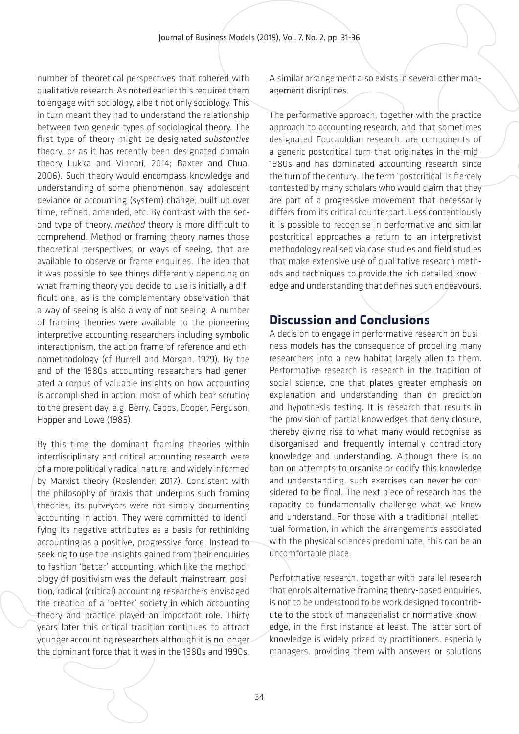number of theoretical perspectives that cohered with qualitative research. As noted earlier this required them to engage with sociology, albeit not only sociology. This in turn meant they had to understand the relationship between two generic types of sociological theory. The first type of theory might be designated *substantive* theory, or as it has recently been designated domain theory Lukka and Vinnari, 2014; Baxter and Chua, 2006). Such theory would encompass knowledge and understanding of some phenomenon, say, adolescent deviance or accounting (system) change, built up over time, refined, amended, etc. By contrast with the second type of theory, *method* theory is more difficult to comprehend. Method or framing theory names those theoretical perspectives, or ways of seeing, that are available to observe or frame enquiries. The idea that it was possible to see things differently depending on what framing theory you decide to use is initially a difficult one, as is the complementary observation that a way of seeing is also a way of not seeing. A number of framing theories were available to the pioneering interpretive accounting researchers including symbolic interactionism, the action frame of reference and ethnomethodology (cf Burrell and Morgan, 1979). By the end of the 1980s accounting researchers had generated a corpus of valuable insights on how accounting is accomplished in action, most of which bear scrutiny to the present day, e.g. Berry, Capps, Cooper, Ferguson, Hopper and Lowe (1985).

By this time the dominant framing theories within interdisciplinary and critical accounting research were of a more politically radical nature, and widely informed by Marxist theory (Roslender, 2017). Consistent with the philosophy of praxis that underpins such framing theories, its purveyors were not simply documenting accounting in action. They were committed to identifying its negative attributes as a basis for rethinking accounting as a positive, progressive force. Instead to seeking to use the insights gained from their enquiries to fashion 'better' accounting, which like the methodology of positivism was the default mainstream position, radical (critical) accounting researchers envisaged the creation of a 'better' society in which accounting theory and practice played an important role. Thirty years later this critical tradition continues to attract younger accounting researchers although it is no longer the dominant force that it was in the 1980s and 1990s. A similar arrangement also exists in several other management disciplines.

The performative approach, together with the practice approach to accounting research, and that sometimes designated Foucauldian research, are components of a generic postcritical turn that originates in the mid-1980s and has dominated accounting research since the turn of the century. The term 'postcritical' is fiercely contested by many scholars who would claim that they are part of a progressive movement that necessarily differs from its critical counterpart. Less contentiously it is possible to recognise in performative and similar postcritical approaches a return to an interpretivist methodology realised via case studies and field studies that make extensive use of qualitative research methods and techniques to provide the rich detailed knowledge and understanding that defines such endeavours.

## Discussion and Conclusions

A decision to engage in performative research on business models has the consequence of propelling many researchers into a new habitat largely alien to them. Performative research is research in the tradition of social science, one that places greater emphasis on explanation and understanding than on prediction and hypothesis testing. It is research that results in the provision of partial knowledges that deny closure, thereby giving rise to what many would recognise as disorganised and frequently internally contradictory knowledge and understanding. Although there is no ban on attempts to organise or codify this knowledge and understanding, such exercises can never be considered to be final. The next piece of research has the capacity to fundamentally challenge what we know and understand. For those with a traditional intellectual formation, in which the arrangements associated with the physical sciences predominate, this can be an uncomfortable place.

Performative research, together with parallel research that enrols alternative framing theory-based enquiries, is not to be understood to be work designed to contribute to the stock of managerialist or normative knowledge, in the first instance at least. The latter sort of knowledge is widely prized by practitioners, especially managers, providing them with answers or solutions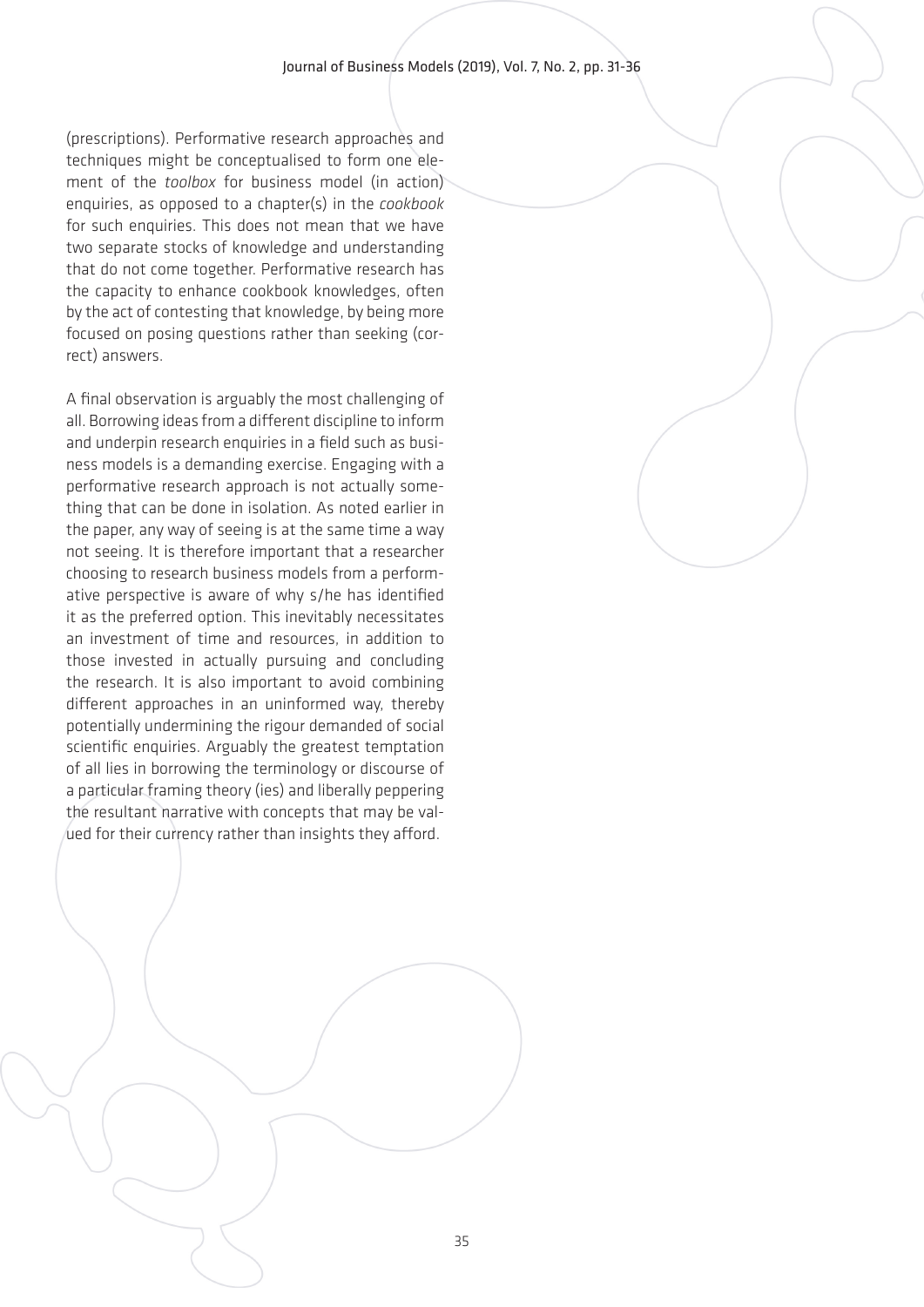(prescriptions). Performative research approaches and techniques might be conceptualised to form one element of the *toolbox* for business model (in action) enquiries, as opposed to a chapter(s) in the *cookbook* for such enquiries. This does not mean that we have two separate stocks of knowledge and understanding that do not come together. Performative research has the capacity to enhance cookbook knowledges, often by the act of contesting that knowledge, by being more focused on posing questions rather than seeking (correct) answers.

A final observation is arguably the most challenging of all. Borrowing ideas from a different discipline to inform and underpin research enquiries in a field such as business models is a demanding exercise. Engaging with a performative research approach is not actually something that can be done in isolation. As noted earlier in the paper, any way of seeing is at the same time a way not seeing. It is therefore important that a researcher choosing to research business models from a performative perspective is aware of why s/he has identified it as the preferred option. This inevitably necessitates an investment of time and resources, in addition to those invested in actually pursuing and concluding the research. It is also important to avoid combining different approaches in an uninformed way, thereby potentially undermining the rigour demanded of social scientific enquiries. Arguably the greatest temptation of all lies in borrowing the terminology or discourse of a particular framing theory (ies) and liberally peppering the resultant narrative with concepts that may be valued for their currency rather than insights they afford.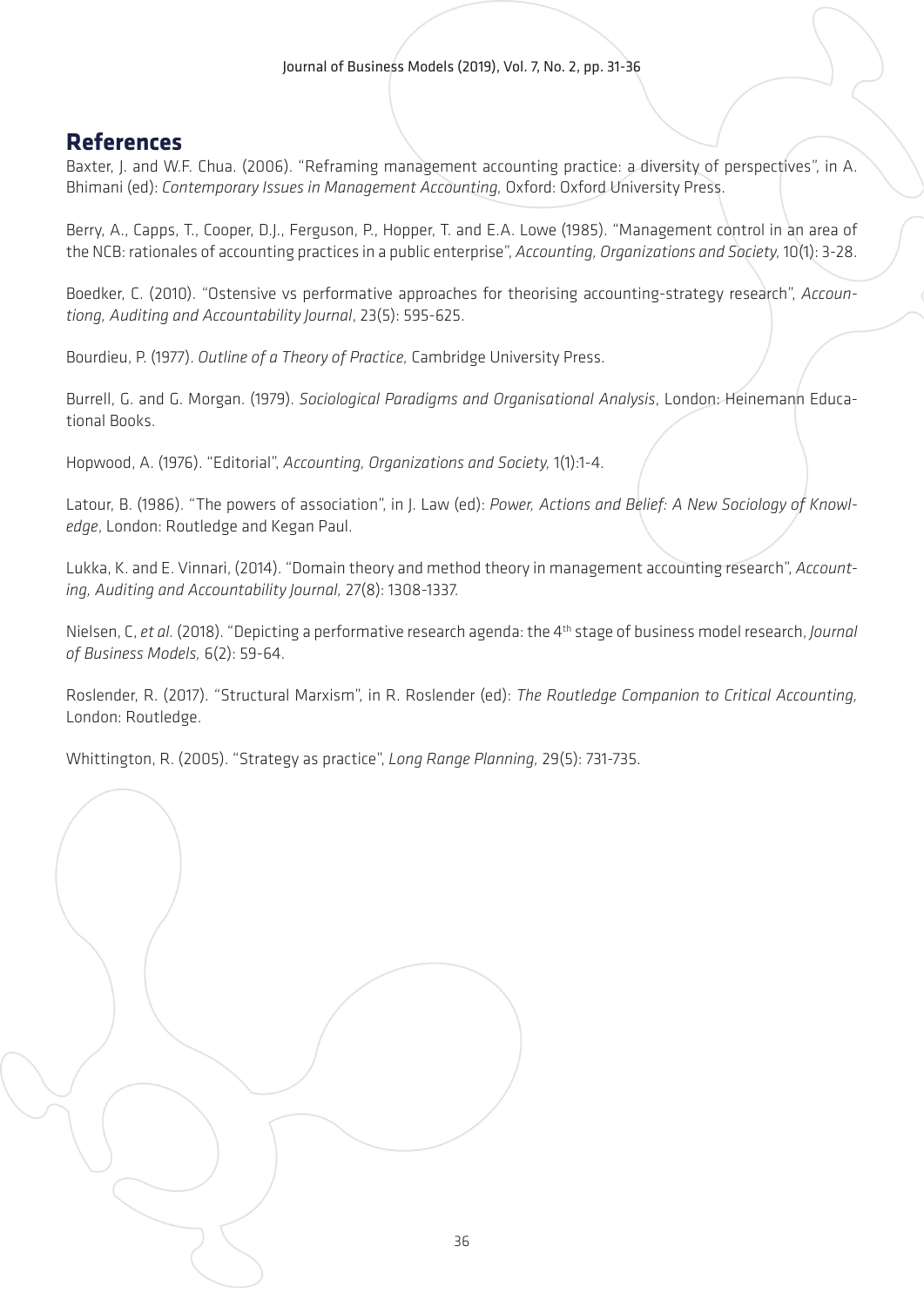## References

Baxter, J. and W.F. Chua. (2006). "Reframing management accounting practice: a diversity of perspectives", in A. Bhimani (ed): *Contemporary Issues in Management Accounting,* Oxford: Oxford University Press.

Berry, A., Capps, T., Cooper, D.J., Ferguson, P., Hopper, T. and E.A. Lowe (1985). "Management control in an area of the NCB: rationales of accounting practices in a public enterprise", *Accounting, Organizations and Society,* 10(1): 3-28.

Boedker, C. (2010). "Ostensive vs performative approaches for theorising accounting-strategy research", *Accountiong, Auditing and Accountability Journal*, 23(5): 595-625.

Bourdieu, P. (1977). *Outline of a Theory of Practice,* Cambridge University Press.

Burrell, G. and G. Morgan. (1979). *Sociological Paradigms and Organisational Analysis*, London: Heinemann Educational Books.

Hopwood, A. (1976). "Editorial", *Accounting, Organizations and Society,* 1(1):1-4.

Latour, B. (1986). "The powers of association", in J. Law (ed): *Power, Actions and Belief: A New Sociology of Knowledge*, London: Routledge and Kegan Paul.

Lukka, K. and E. Vinnari, (2014). "Domain theory and method theory in management accounting research", *Accounting, Auditing and Accountability Journal,* 27(8): 1308-1337.

Nielsen, C, *et al.* (2018). "Depicting a performative research agenda: the 4th stage of business model research, *Journal of Business Models,* 6(2): 59-64.

Roslender, R. (2017). "Structural Marxism", in R. Roslender (ed): *The Routledge Companion to Critical Accounting,* London: Routledge.

Whittington, R. (2005). "Strategy as practice", *Long Range Planning,* 29(5): 731-735.